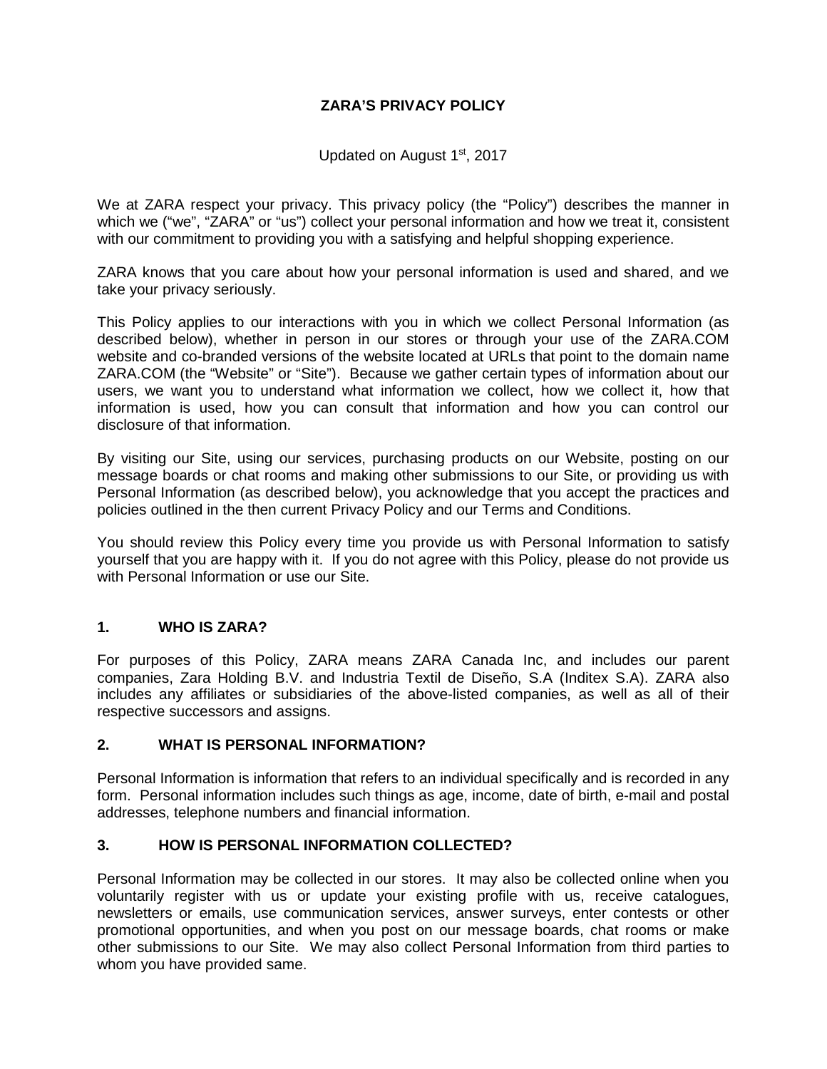# ZARA'S PRIVACY POLICY

Updated on August 1st, 2017

We at ZARA respect your privacy. This privacy policy (the "Policy") describes the manner in which we ("we", "ZARA" or "us") collect your personal information and how we treat it, consistent with our commitment to providing you with a satisfying and helpful shopping experience.

ZARA knows that you care about how your personal information is used and shared, and we take your privacy seriously.

This Policy applies to our interactions with you in which we collect Personal Information (as described below), whether in person in our stores or through your use of the ZARA.COM website and co-branded versions of the website located at URLs that point to the domain name ZARA.COM (the "Website" or "Site"). Because we gather certain types of information about our users, we want you to understand what information we collect, how we collect it, how that information is used, how you can consult that information and how you can control our disclosure of that information.

By visiting our Site, using our services, purchasing products on our Website, posting on our message boards or chat rooms and making other submissions to our Site, or providing us with Personal Information (as described below), you acknowledge that you accept the practices and policies outlined in the then current Privacy Policy and our Terms and Conditions.

You should review this Policy every time you provide us with Personal Information to satisfy yourself that you are happy with it. If you do not agree with this Policy, please do not provide us with Personal Information or use our Site.

## 1. WHO IS ZARA?

For purposes of this Policy, ZARA means ZARA Canada Inc, and includes our parent companies, Zara Holding B.V. and Industria Textil de Diseño, S.A (Inditex S.A). ZARA also includes any affiliates or subsidiaries of the above-listed companies, as well as all of their respective successors and assigns.

## 2. WHAT IS PERSONAL INFORMATION?

Personal Information is information that refers to an individual specifically and is recorded in any form. Personal information includes such things as age, income, date of birth, e-mail and postal addresses, telephone numbers and financial information.

## 3. HOW IS PERSONAL INFORMATION COLLECTED?

Personal Information may be collected in our stores. It may also be collected online when you voluntarily register with us or update your existing profile with us, receive catalogues, newsletters or emails, use communication services, answer surveys, enter contests or other promotional opportunities, and when you post on our message boards, chat rooms or make other submissions to our Site. We may also collect Personal Information from third parties to whom you have provided same.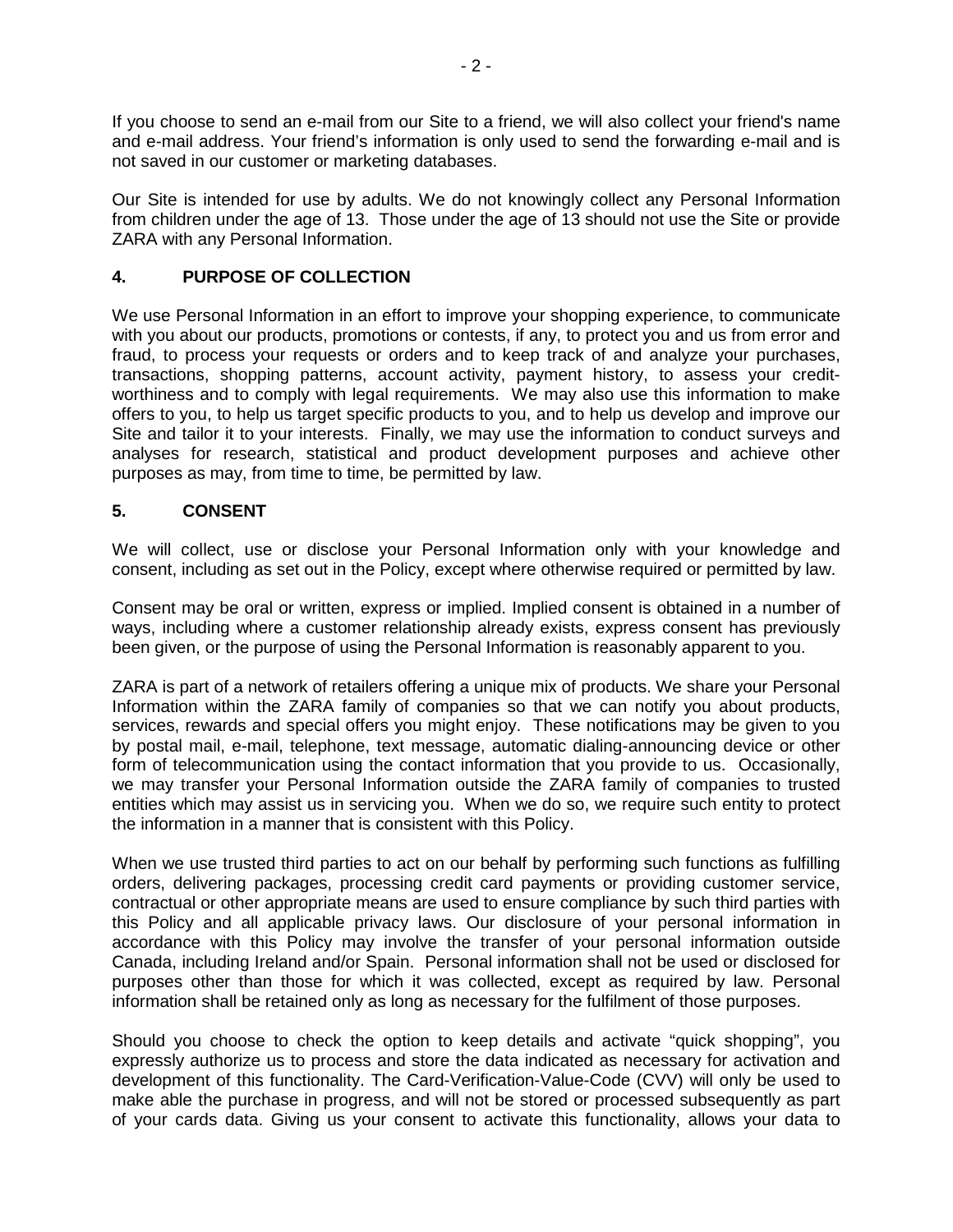If you choose to send an e-mail from our Site to a friend, we will also collect your friend's name and e-mail address. Your friend's information is only used to send the forwarding e-mail and is not saved in our customer or marketing databases.

Our Site is intended for use by adults. We do not knowingly collect any Personal Information from children under the age of 13. Those under the age of 13 should not use the Site or provide ZARA with any Personal Information.

## 4. PURPOSE OF COLLECTION

We use Personal Information in an effort to improve your shopping experience, to communicate with you about our products, promotions or contests, if any, to protect you and us from error and fraud, to process your requests or orders and to keep track of and analyze your purchases, transactions, shopping patterns, account activity, payment history, to assess your credit-worthiness and to comply with legal requirements. We may also use this information to make offers to you, to help us target specific products to you, and to help us develop and improve our Site and tailor it to your interests. Finally, we may use the information to conduct surveys and analyses for research, statistical and product development purposes and achieve other purposes as may, from time to time, be permitted by law.

## 5. CONSENT

We will collect, use or disclose your Personal Information only with your knowledge and consent, including as set out in the Policy, except where otherwise required or permitted by law.

Consent may be oral or written, express or implied. Implied consent is obtained in a number of ways, including where a customer relationship already exists, express consent has previously been given, or the purpose of using the Personal Information is reasonably apparent to you.

ZARA is part of a network of retailers offering a unique mix of products. We share your Personal Information within the ZARA family of companies so that we can notify you about products, services, rewards and special offers you might enjoy. These notifications may be given to you by postal mail, e-mail, telephone, text message, automatic dialing-announcing device or other form of telecommunication using the contact information that you provide to us. Occasionally, we may transfer your Personal Information outside the ZARA family of companies to trusted entities which may assist us in servicing you. When we do so, we require such entity to protect the information in a manner that is consistent with this Policy.

When we use trusted third parties to act on our behalf by performing such functions as fulfilling orders, delivering packages, processing credit card payments or providing customer service, contractual or other appropriate means are used to ensure compliance by such third parties with this Policy and all applicable privacy laws. Our disclosure of your personal information in accordance with this Policy may involve the transfer of your personal information outside Canada, including Ireland and/or Spain. Personal information shall not be used or disclosed for purposes other than those for which it was collected, except as required by law. Personal information shall be retained only as long as necessary for the fulfilment of those purposes.

Should you choose to check the option to keep details and activate "quick shopping", you expressly authorize us to process and store the data indicated as necessary for activation and development of this functionality. The Card-Verification-Value-Code (CVV) will only be used to make able the purchase in progress, and will not be stored or processed subsequently as part of your cards data. Giving us your consent to activate this functionality, allows your data to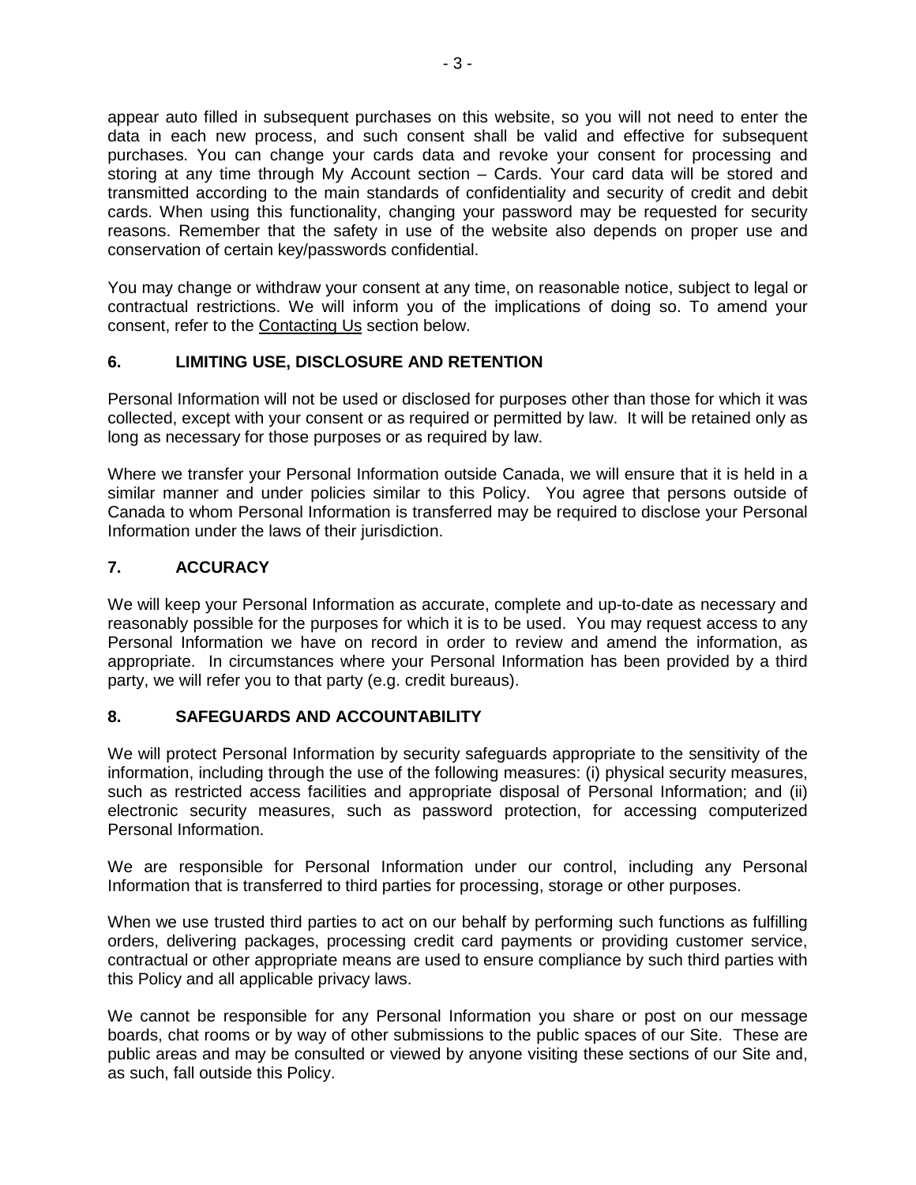appear auto filled in subsequent purchases on this website, so you will not need to enter the data in each new process, and such consent shall be valid and effective for subsequent purchases. You can change your cards data and revoke your consent for processing and storing at any time through My Account section – Cards. Your card data will be stored and transmitted according to the main standards of confidentiality and security of credit and debit cards. When using this functionality, changing your password may be requested for security reasons. Remember that the safety in use of the website also depends on proper use and conservation of certain key/passwords confidential.

You may change or withdraw your consent at any time, on reasonable notice, subject to legal or contractual restrictions. We will inform you of the implications of doing so. To amend your consent, refer to the Contacting Us section below.

## 6. LIMITING USE, DISCLOSURE AND RETENTION

Personal Information will not be used or disclosed for purposes other than those for which it was collected, except with your consent or as required or permitted by law. It will be retained only as long as necessary for those purposes or as required by law.

Where we transfer your Personal Information outside Canada, we will ensure that it is held in a similar manner and under policies similar to this Policy. You agree that persons outside of Canada to whom Personal Information is transferred may be required to disclose your Personal Information under the laws of their jurisdiction.

## 7. ACCURACY

We will keep your Personal Information as accurate, complete and up-to-date as necessary and reasonably possible for the purposes for which it is to be used. You may request access to any Personal Information we have on record in order to review and amend the information, as appropriate. In circumstances where your Personal Information has been provided by a third party, we will refer you to that party (e.g. credit bureaus).

## 8. SAFEGUARDS AND ACCOUNTABILITY

We will protect Personal Information by security safeguards appropriate to the sensitivity of the information, including through the use of the following measures: (i) physical security measures, such as restricted access facilities and appropriate disposal of Personal Information; and (ii) electronic security measures, such as password protection, for accessing computerized Personal Information.

We are responsible for Personal Information under our control, including any Personal Information that is transferred to third parties for processing, storage or other purposes.

When we use trusted third parties to act on our behalf by performing such functions as fulfilling orders, delivering packages, processing credit card payments or providing customer service, contractual or other appropriate means are used to ensure compliance by such third parties with this Policy and all applicable privacy laws.

We cannot be responsible for any Personal Information you share or post on our message boards, chat rooms or by way of other submissions to the public spaces of our Site. These are public areas and may be consulted or viewed by anyone visiting these sections of our Site and, as such, fall outside this Policy.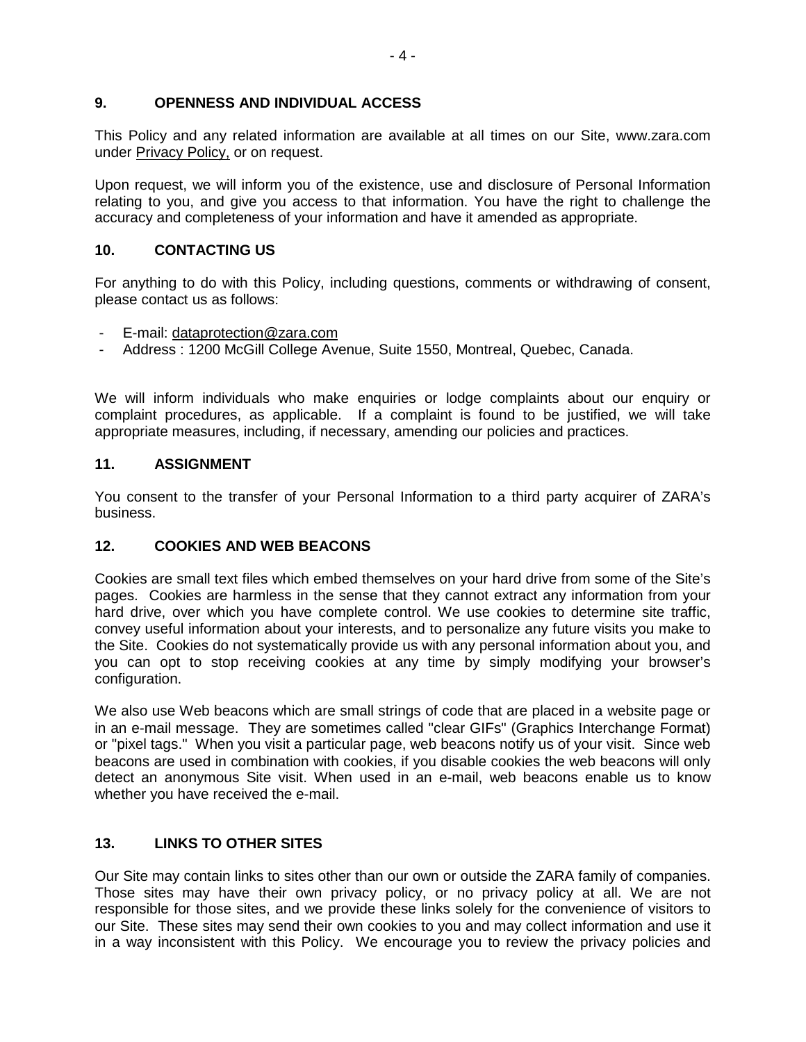## 9. OPENNESS AND INDIVIDUAL ACCESS

This Policy and any related information are available at all times on our Site, www.zara.com under Privacy Policy, or on request.

Upon request, we will inform you of the existence, use and disclosure of Personal Information relating to you, and give you access to that information. You have the right to challenge the accuracy and completeness of your information and have it amended as appropriate.

## 10. CONTACTING US

For anything to do with this Policy, including questions, comments or withdrawing of consent, please contact us as follows:

- E-mail: dataprotection@zara.com
- Address : 1200 McGill College Avenue, Suite 1550, Montreal, Quebec, Canada.

We will inform individuals who make enquiries or lodge complaints about our enquiry or complaint procedures, as applicable. If a complaint is found to be justified, we will take appropriate measures, including, if necessary, amending our policies and practices.

## 11. ASSIGNMENT

You consent to the transfer of your Personal Information to a third party acquirer of ZARA's business.

## 12. COOKIES AND WEB BEACONS

Cookies are small text files which embed themselves on your hard drive from some of the Site's pages. Cookies are harmless in the sense that they cannot extract any information from your hard drive, over which you have complete control. We use cookies to determine site traffic, convey useful information about your interests, and to personalize any future visits you make to the Site. Cookies do not systematically provide us with any personal information about you, and you can opt to stop receiving cookies at any time by simply modifying your browser's configuration.

We also use Web beacons which are small strings of code that are placed in a website page or in an e-mail message. They are sometimes called "clear GIFs" (Graphics Interchange Format) or "pixel tags." When you visit a particular page, web beacons notify us of your visit. Since web beacons are used in combination with cookies, if you disable cookies the web beacons will only detect an anonymous Site visit. When used in an e-mail, web beacons enable us to know whether you have received the e-mail.

## 13. LINKS TO OTHER SITES

Our Site may contain links to sites other than our own or outside the ZARA family of companies. Those sites may have their own privacy policy, or no privacy policy at all. We are not responsible for those sites, and we provide these links solely for the convenience of visitors to our Site. These sites may send their own cookies to you and may collect information and use it in a way inconsistent with this Policy. We encourage you to review the privacy policies and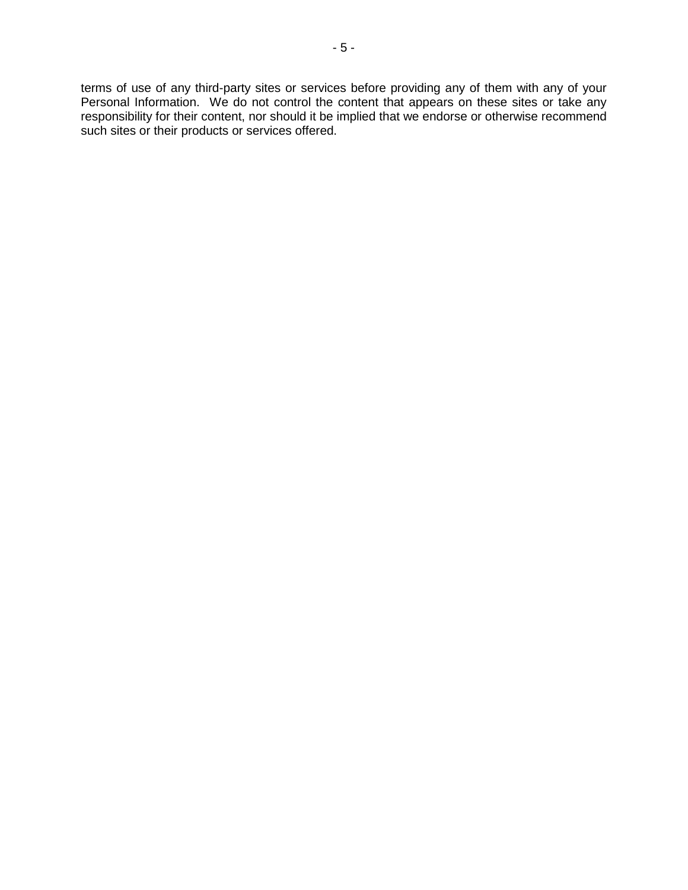terms of use of any third-party sites or services before providing any of them with any of your Personal Information. We do not control the content that appears on these sites or take any responsibility for their content, nor should it be implied that we endorse or otherwise recommend such sites or their products or services offered.